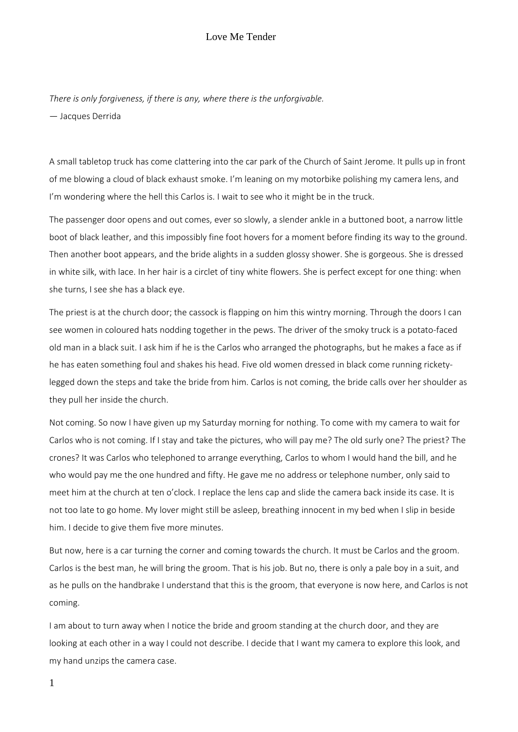# Love Me Tender

*There is only forgiveness, if there is any, where there is the unforgivable.*

— Jacques Derrida

A small tabletop truck has come clattering into the car park of the Church of Saint Jerome. It pulls up in front of me blowing a cloud of black exhaust smoke. I'm leaning on my motorbike polishing my camera lens, and I'm wondering where the hell this Carlos is. I wait to see who it might be in the truck.

The passenger door opens and out comes, ever so slowly, a slender ankle in a buttoned boot, a narrow little boot of black leather, and this impossibly fine foot hovers for a moment before finding its way to the ground. Then another boot appears, and the bride alights in a sudden glossy shower. She is gorgeous. She is dressed in white silk, with lace. In her hair is a circlet of tiny white flowers. She is perfect except for one thing: when she turns, I see she has a black eye.

The priest is at the church door; the cassock is flapping on him this wintry morning. Through the doors I can see women in coloured hats nodding together in the pews. The driver of the smoky truck is a potato-faced old man in a black suit. I ask him if he is the Carlos who arranged the photographs, but he makes a face as if he has eaten something foul and shakes his head. Five old women dressed in black come running rickety-legged down the steps and take the bride from him. Carlos is not coming, the bride calls over her shoulder as they pull her inside the church.

Not coming. So now I have given up my Saturday morning for nothing. To come with my camera to wait for Carlos who is not coming. If I stay and take the pictures, who will pay me? The old surly one? The priest? The crones? It was Carlos who telephoned to arrange everything, Carlos to whom I would hand the bill, and he who would pay me the one hundred and fifty. He gave me no address or telephone number, only said to meet him at the church at ten o'clock. I replace the lens cap and slide the camera back inside its case. It is not too late to go home. My lover might still be asleep, breathing innocent in my bed when I slip in beside him. I decide to give them five more minutes.

But now, here is a car turning the corner and coming towards the church. It must be Carlos and the groom. Carlos is the best man, he will bring the groom. That is his job. But no, there is only a pale boy in a suit, and as he pulls on the handbrake I understand that this is the groom, that everyone is now here, and Carlos is not coming.

I am about to turn away when I notice the bride and groom standing at the church door, and they are looking at each other in a way I could not describe. I decide that I want my camera to explore this look, and my hand unzips the camera case.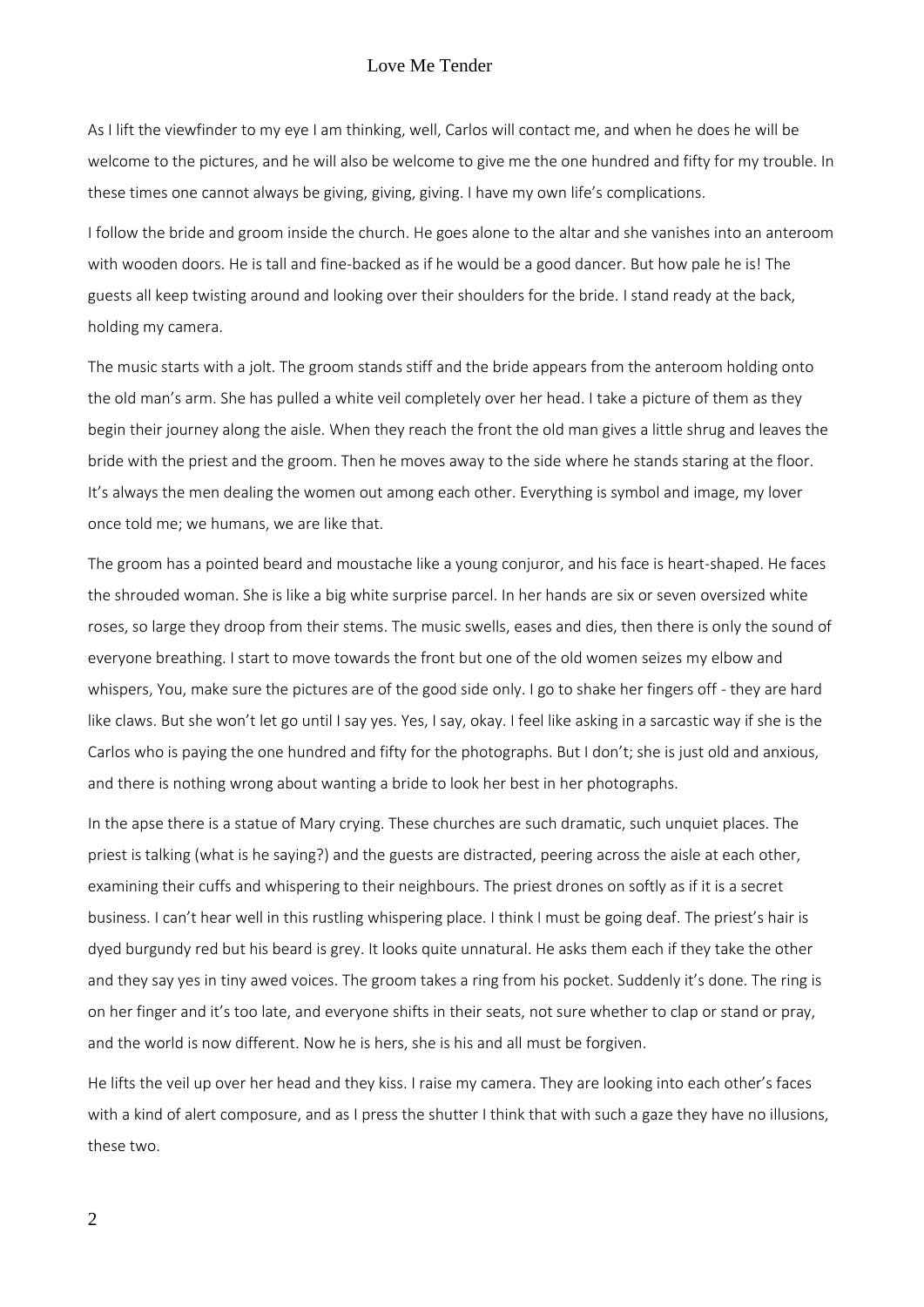As I lift the viewfinder to my eye I am thinking, well, Carlos will contact me, and when he does he will be welcome to the pictures, and he will also be welcome to give me the one hundred and fifty for my trouble. In these times one cannot always be giving, giving, giving. I have my own life's complications.

I follow the bride and groom inside the church. He goes alone to the altar and she vanishes into an anteroom with wooden doors. He is tall and fine-backed as if he would be a good dancer. But how pale he is! The guests all keep twisting around and looking over their shoulders for the bride. I stand ready at the back, holding my camera.

The music starts with a jolt. The groom stands stiff and the bride appears from the anteroom holding onto the old man's arm. She has pulled a white veil completely over her head. I take a picture of them as they begin their journey along the aisle. When they reach the front the old man gives a little shrug and leaves the bride with the priest and the groom. Then he moves away to the side where he stands staring at the floor. It's always the men dealing the women out among each other. Everything is symbol and image, my lover once told me; we humans, we are like that.

The groom has a pointed beard and moustache like a young conjuror, and his face is heart-shaped. He faces the shrouded woman. She is like a big white surprise parcel. In her hands are six or seven oversized white roses, so large they droop from their stems. The music swells, eases and dies, then there is only the sound of everyone breathing. I start to move towards the front but one of the old women seizes my elbow and whispers, You, make sure the pictures are of the good side only. I go to shake her fingers off - they are hard like claws. But she won't let go until I say yes. Yes, I say, okay. I feel like asking in a sarcastic way if she is the Carlos who is paying the one hundred and fifty for the photographs. But I don't; she is just old and anxious, and there is nothing wrong about wanting a bride to look her best in her photographs.

In the apse there is a statue of Mary crying. These churches are such dramatic, such unquiet places. The priest is talking (what is he saying?) and the guests are distracted, peering across the aisle at each other, examining their cuffs and whispering to their neighbours. The priest drones on softly as if it is a secret business. I can't hear well in this rustling whispering place. I think I must be going deaf. The priest's hair is dyed burgundy red but his beard is grey. It looks quite unnatural. He asks them each if they take the other and they say yes in tiny awed voices. The groom takes a ring from his pocket. Suddenly it's done. The ring is on her finger and it's too late, and everyone shifts in their seats, not sure whether to clap or stand or pray, and the world is now different. Now he is hers, she is his and all must be forgiven.

He lifts the veil up over her head and they kiss. I raise my camera. They are looking into each other's faces with a kind of alert composure, and as I press the shutter I think that with such a gaze they have no illusions, these two.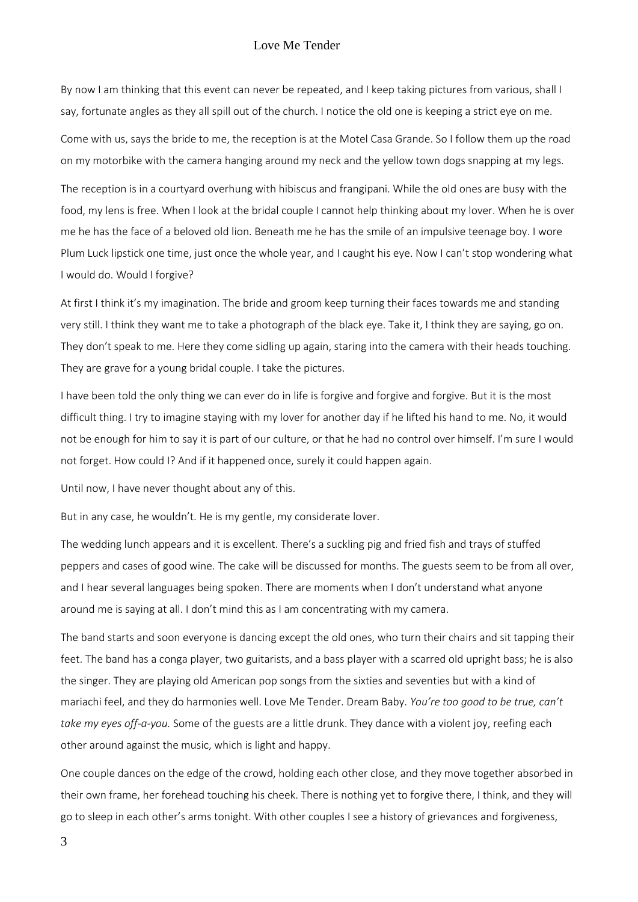By now I am thinking that this event can never be repeated, and I keep taking pictures from various, shall I say, fortunate angles as they all spill out of the church. I notice the old one is keeping a strict eye on me.

Come with us, says the bride to me, the reception is at the Motel Casa Grande. So I follow them up the road on my motorbike with the camera hanging around my neck and the yellow town dogs snapping at my legs.

The reception is in a courtyard overhung with hibiscus and frangipani. While the old ones are busy with the food, my lens is free. When I look at the bridal couple I cannot help thinking about my lover. When he is over me he has the face of a beloved old lion. Beneath me he has the smile of an impulsive teenage boy. I wore Plum Luck lipstick one time, just once the whole year, and I caught his eye. Now I can't stop wondering what I would do. Would I forgive?

At first I think it's my imagination. The bride and groom keep turning their faces towards me and standing very still. I think they want me to take a photograph of the black eye. Take it, I think they are saying, go on. They don't speak to me. Here they come sidling up again, staring into the camera with their heads touching. They are grave for a young bridal couple. I take the pictures.

I have been told the only thing we can ever do in life is forgive and forgive and forgive. But it is the most difficult thing. I try to imagine staying with my lover for another day if he lifted his hand to me. No, it would not be enough for him to say it is part of our culture, or that he had no control over himself. I'm sure I would not forget. How could I? And if it happened once, surely it could happen again.

Until now, I have never thought about any of this.

But in any case, he wouldn't. He is my gentle, my considerate lover.

The wedding lunch appears and it is excellent. There's a suckling pig and fried fish and trays of stuffed peppers and cases of good wine. The cake will be discussed for months. The guests seem to be from all over, and I hear several languages being spoken. There are moments when I don't understand what anyone around me is saying at all. I don't mind this as I am concentrating with my camera.

The band starts and soon everyone is dancing except the old ones, who turn their chairs and sit tapping their feet. The band has a conga player, two guitarists, and a bass player with a scarred old upright bass; he is also the singer. They are playing old American pop songs from the sixties and seventies but with a kind of mariachi feel, and they do harmonies well. Love Me Tender. Dream Baby. *You're too good to be true, can't take my eyes off-a-you.* Some of the guests are a little drunk. They dance with a violent joy, reefing each other around against the music, which is light and happy.

One couple dances on the edge of the crowd, holding each other close, and they move together absorbed in their own frame, her forehead touching his cheek. There is nothing yet to forgive there, I think, and they will go to sleep in each other's arms tonight. With other couples I see a history of grievances and forgiveness,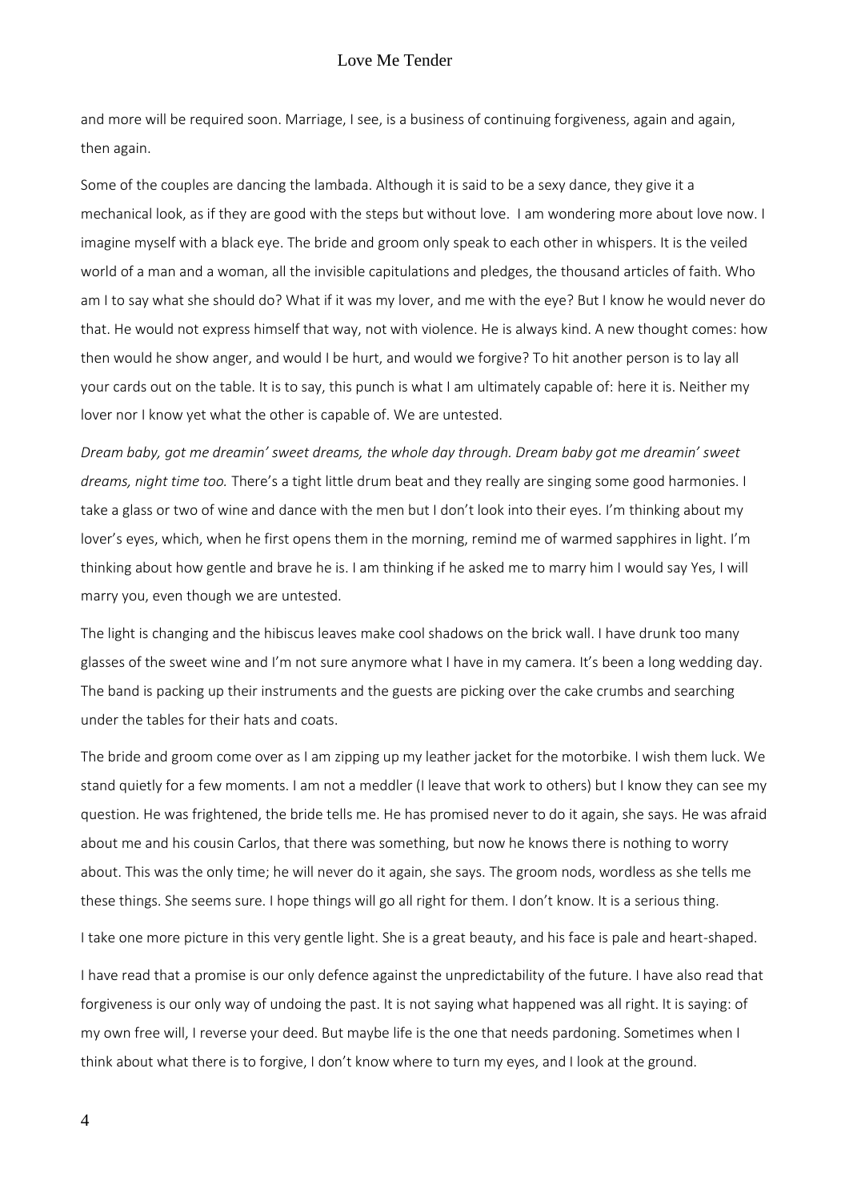and more will be required soon. Marriage, I see, is a business of continuing forgiveness, again and again, then again.

Some of the couples are dancing the lambada. Although it is said to be a sexy dance, they give it a mechanical look, as if they are good with the steps but without love. I am wondering more about love now. I imagine myself with a black eye. The bride and groom only speak to each other in whispers. It is the veiled world of a man and a woman, all the invisible capitulations and pledges, the thousand articles of faith. Who am I to say what she should do? What if it was my lover, and me with the eye? But I know he would never do that. He would not express himself that way, not with violence. He is always kind. A new thought comes: how then would he show anger, and would I be hurt, and would we forgive? To hit another person is to lay all your cards out on the table. It is to say, this punch is what I am ultimately capable of: here it is. Neither my lover nor I know yet what the other is capable of. We are untested.

*Dream baby, got me dreamin' sweet dreams, the whole day through. Dream baby got me dreamin' sweet dreams, night time too.* There's a tight little drum beat and they really are singing some good harmonies. I take a glass or two of wine and dance with the men but I don't look into their eyes. I'm thinking about my lover's eyes, which, when he first opens them in the morning, remind me of warmed sapphires in light. I'm thinking about how gentle and brave he is. I am thinking if he asked me to marry him I would say Yes, I will marry you, even though we are untested.

The light is changing and the hibiscus leaves make cool shadows on the brick wall. I have drunk too many glasses of the sweet wine and I'm not sure anymore what I have in my camera. It's been a long wedding day. The band is packing up their instruments and the guests are picking over the cake crumbs and searching under the tables for their hats and coats.

The bride and groom come over as I am zipping up my leather jacket for the motorbike. I wish them luck. We stand quietly for a few moments. I am not a meddler (I leave that work to others) but I know they can see my question. He was frightened, the bride tells me. He has promised never to do it again, she says. He was afraid about me and his cousin Carlos, that there was something, but now he knows there is nothing to worry about. This was the only time; he will never do it again, she says. The groom nods, wordless as she tells me these things. She seems sure. I hope things will go all right for them. I don't know. It is a serious thing.

I take one more picture in this very gentle light. She is a great beauty, and his face is pale and heart-shaped.

I have read that a promise is our only defence against the unpredictability of the future. I have also read that forgiveness is our only way of undoing the past. It is not saying what happened was all right. It is saying: of my own free will, I reverse your deed. But maybe life is the one that needs pardoning. Sometimes when I think about what there is to forgive, I don't know where to turn my eyes, and I look at the ground.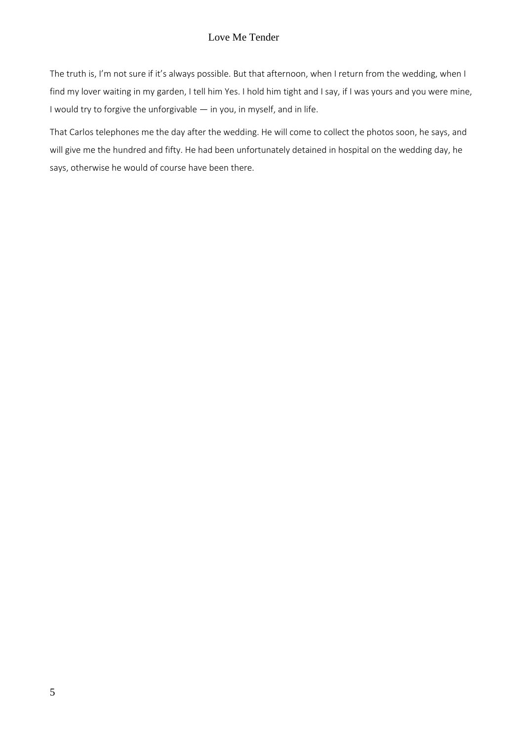The truth is, I'm not sure if it's always possible. But that afternoon, when I return from the wedding, when I find my lover waiting in my garden, I tell him Yes. I hold him tight and I say, if I was yours and you were mine, I would try to forgive the unforgivable — in you, in myself, and in life.

That Carlos telephones me the day after the wedding. He will come to collect the photos soon, he says, and will give me the hundred and fifty. He had been unfortunately detained in hospital on the wedding day, he says, otherwise he would of course have been there.